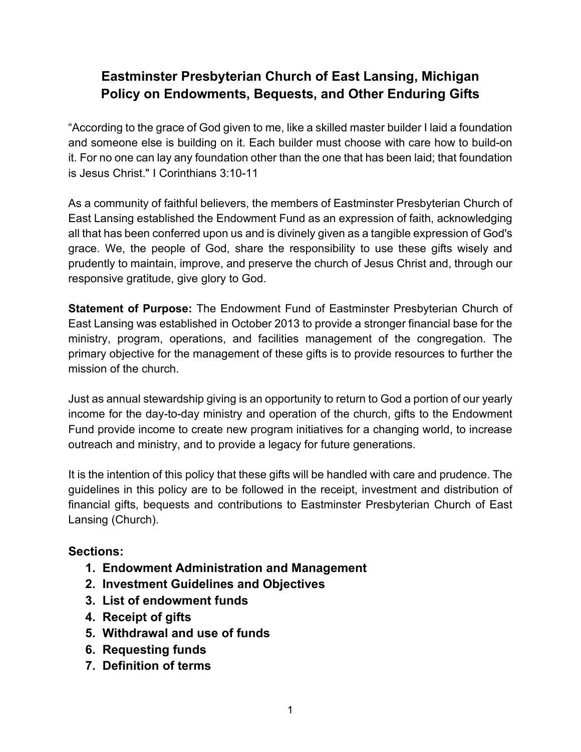# Eastminster Presbyterian Church of East Lansing, Michigan
# Policy on Endowments, Bequests, and Other Enduring Gifts

“According to the grace of God given to me, like a skilled master builder I laid a foundation and someone else is building on it. Each builder must choose with care how to build-on it. For no one can lay any foundation other than the one that has been laid; that foundation is Jesus Christ." I Corinthians 3:10-11

As a community of faithful believers, the members of Eastminster Presbyterian Church of East Lansing established the Endowment Fund as an expression of faith, acknowledging all that has been conferred upon us and is divinely given as a tangible expression of God's grace. We, the people of God, share the responsibility to use these gifts wisely and prudently to maintain, improve, and preserve the church of Jesus Christ and, through our responsive gratitude, give glory to God.

**Statement of Purpose:** The Endowment Fund of Eastminster Presbyterian Church of East Lansing was established in October 2013 to provide a stronger financial base for the ministry, program, operations, and facilities management of the congregation. The primary objective for the management of these gifts is to provide resources to further the mission of the church.

Just as annual stewardship giving is an opportunity to return to God a portion of our yearly income for the day-to-day ministry and operation of the church, gifts to the Endowment Fund provide income to create new program initiatives for a changing world, to increase outreach and ministry, and to provide a legacy for future generations.

It is the intention of this policy that these gifts will be handled with care and prudence. The guidelines in this policy are to be followed in the receipt, investment and distribution of financial gifts, bequests and contributions to Eastminster Presbyterian Church of East Lansing (Church).

## Sections:

1. **Endowment Administration and Management**
2. **Investment Guidelines and Objectives**
3. **List of endowment funds**
4. **Receipt of gifts**
5. **Withdrawal and use of funds**
6. **Requesting funds**
7. **Definition of terms**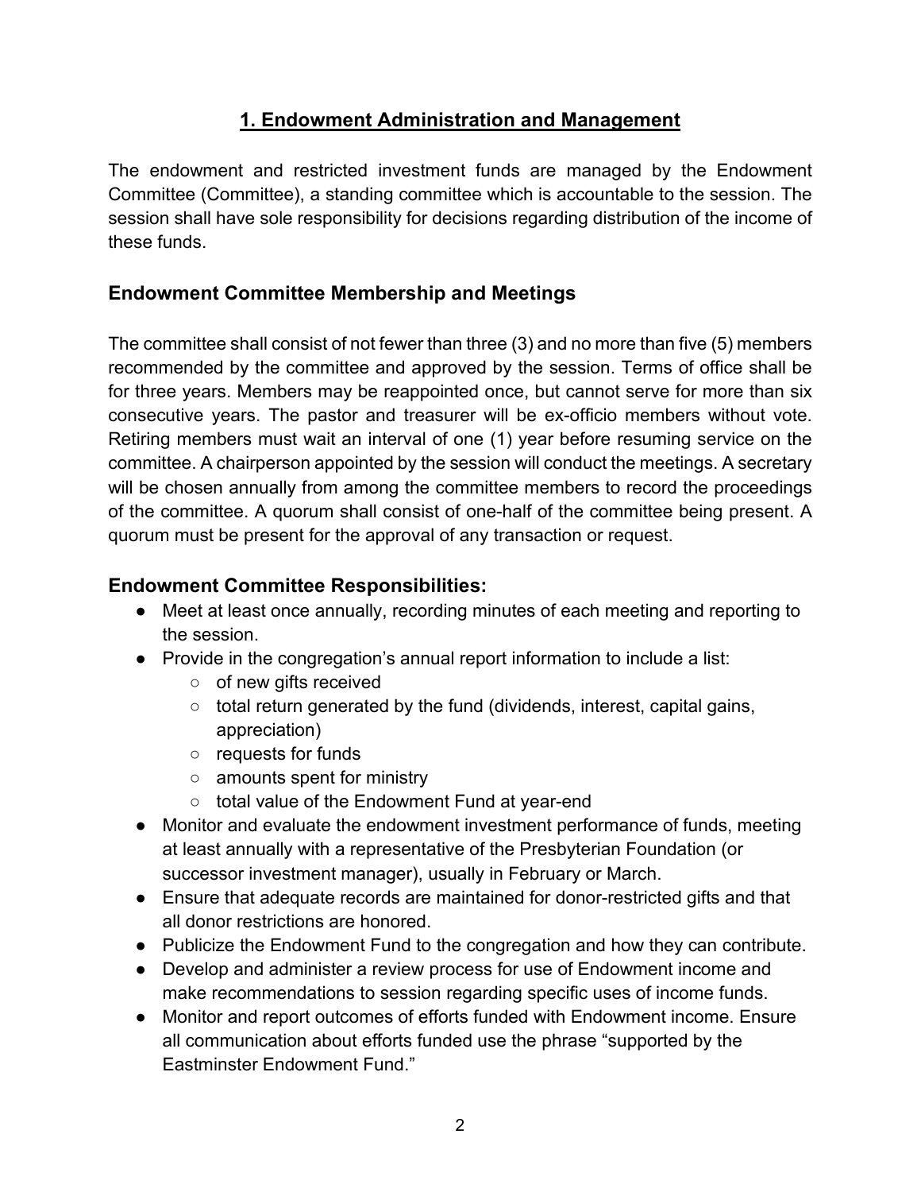## 1. Endowment Administration and Management

The endowment and restricted investment funds are managed by the Endowment Committee (Committee), a standing committee which is accountable to the session. The session shall have sole responsibility for decisions regarding distribution of the income of these funds.

### Endowment Committee Membership and Meetings

The committee shall consist of not fewer than three (3) and no more than five (5) members recommended by the committee and approved by the session. Terms of office shall be for three years. Members may be reappointed once, but cannot serve for more than six consecutive years. The pastor and treasurer will be ex-officio members without vote. Retiring members must wait an interval of one (1) year before resuming service on the committee. A chairperson appointed by the session will conduct the meetings. A secretary will be chosen annually from among the committee members to record the proceedings of the committee. A quorum shall consist of one-half of the committee being present. A quorum must be present for the approval of any transaction or request.

### Endowment Committee Responsibilities:

- Meet at least once annually, recording minutes of each meeting and reporting to the session.
- Provide in the congregation's annual report information to include a list:
  - of new gifts received
  - total return generated by the fund (dividends, interest, capital gains, appreciation)
  - requests for funds
  - amounts spent for ministry
  - total value of the Endowment Fund at year-end
- Monitor and evaluate the endowment investment performance of funds, meeting at least annually with a representative of the Presbyterian Foundation (or successor investment manager), usually in February or March.
- Ensure that adequate records are maintained for donor-restricted gifts and that all donor restrictions are honored.
- Publicize the Endowment Fund to the congregation and how they can contribute.
- Develop and administer a review process for use of Endowment income and make recommendations to session regarding specific uses of income funds.
- Monitor and report outcomes of efforts funded with Endowment income. Ensure all communication about efforts funded use the phrase "supported by the Eastminster Endowment Fund."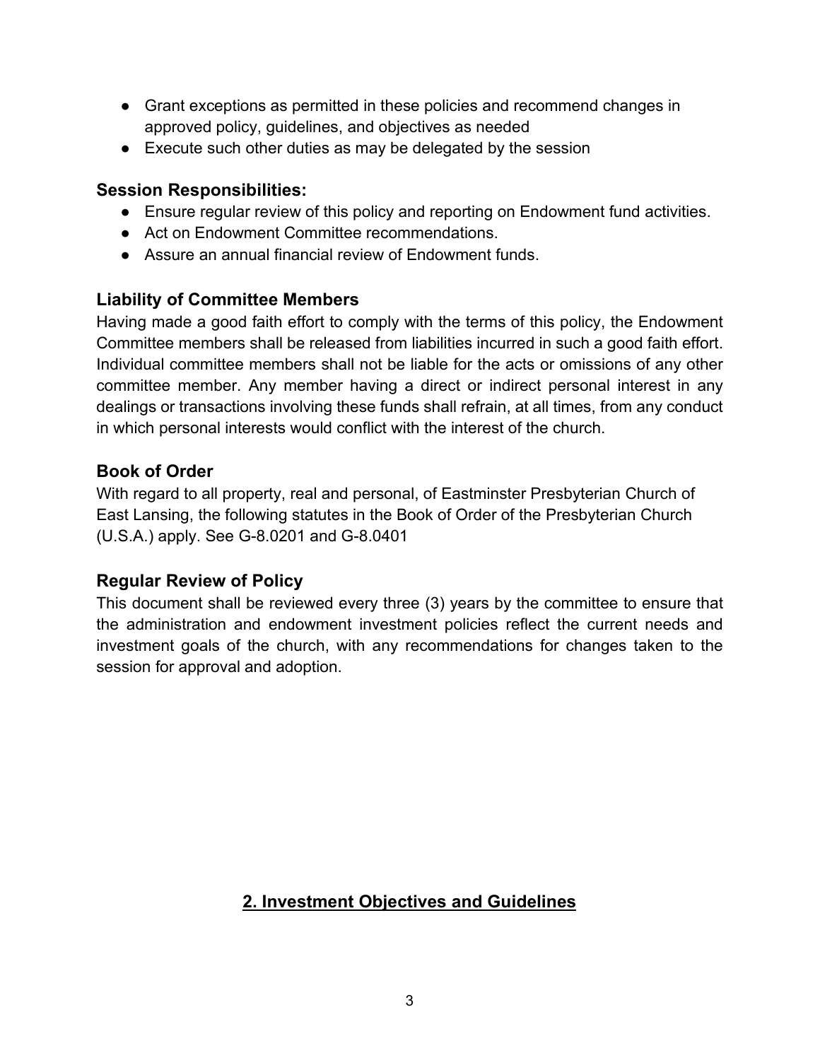- Grant exceptions as permitted in these policies and recommend changes in approved policy, guidelines, and objectives as needed
- Execute such other duties as may be delegated by the session

### Session Responsibilities:

- Ensure regular review of this policy and reporting on Endowment fund activities.
- Act on Endowment Committee recommendations.
- Assure an annual financial review of Endowment funds.

### Liability of Committee Members

Having made a good faith effort to comply with the terms of this policy, the Endowment Committee members shall be released from liabilities incurred in such a good faith effort. Individual committee members shall not be liable for the acts or omissions of any other committee member. Any member having a direct or indirect personal interest in any dealings or transactions involving these funds shall refrain, at all times, from any conduct in which personal interests would conflict with the interest of the church.

### Book of Order

With regard to all property, real and personal, of Eastminster Presbyterian Church of East Lansing, the following statutes in the Book of Order of the Presbyterian Church (U.S.A.) apply. See G-8.0201 and G-8.0401

### Regular Review of Policy

This document shall be reviewed every three (3) years by the committee to ensure that the administration and endowment investment policies reflect the current needs and investment goals of the church, with any recommendations for changes taken to the session for approval and adoption.

## 2. Investment Objectives and Guidelines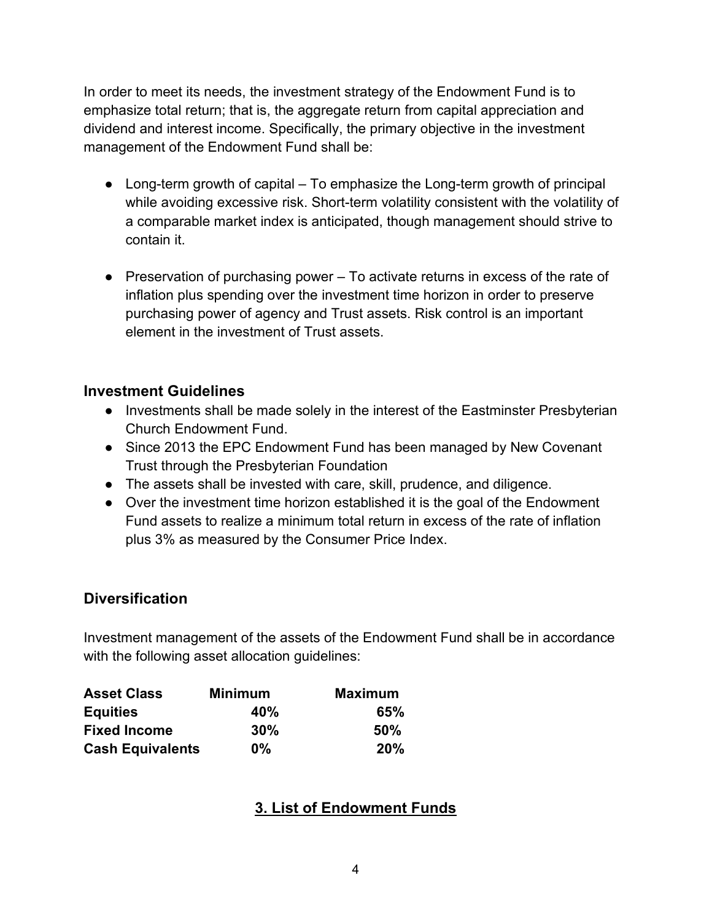In order to meet its needs, the investment strategy of the Endowment Fund is to emphasize total return; that is, the aggregate return from capital appreciation and dividend and interest income. Specifically, the primary objective in the investment management of the Endowment Fund shall be:

- Long-term growth of capital – To emphasize the Long-term growth of principal while avoiding excessive risk. Short-term volatility consistent with the volatility of a comparable market index is anticipated, though management should strive to contain it.

- Preservation of purchasing power – To activate returns in excess of the rate of inflation plus spending over the investment time horizon in order to preserve purchasing power of agency and Trust assets. Risk control is an important element in the investment of Trust assets.

### Investment Guidelines

- Investments shall be made solely in the interest of the Eastminster Presbyterian Church Endowment Fund.
- Since 2013 the EPC Endowment Fund has been managed by New Covenant Trust through the Presbyterian Foundation
- The assets shall be invested with care, skill, prudence, and diligence.
- Over the investment time horizon established it is the goal of the Endowment Fund assets to realize a minimum total return in excess of the rate of inflation plus 3% as measured by the Consumer Price Index.

### Diversification

Investment management of the assets of the Endowment Fund shall be in accordance with the following asset allocation guidelines:

| Asset Class | Minimum | Maximum |
|---|---|---|
| **Equities** | **40%** | **65%** |
| **Fixed Income** | **30%** | **50%** |
| **Cash Equivalents** | **0%** | **20%** |

## 3. List of Endowment Funds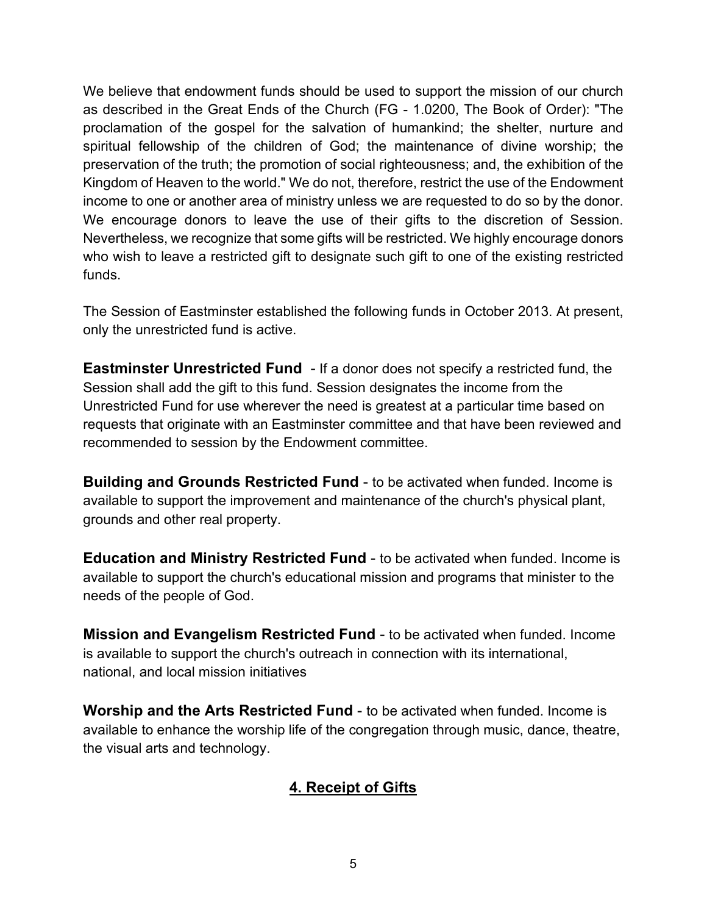We believe that endowment funds should be used to support the mission of our church as described in the Great Ends of the Church (FG - 1.0200, The Book of Order): "The proclamation of the gospel for the salvation of humankind; the shelter, nurture and spiritual fellowship of the children of God; the maintenance of divine worship; the preservation of the truth; the promotion of social righteousness; and, the exhibition of the Kingdom of Heaven to the world." We do not, therefore, restrict the use of the Endowment income to one or another area of ministry unless we are requested to do so by the donor. We encourage donors to leave the use of their gifts to the discretion of Session. Nevertheless, we recognize that some gifts will be restricted. We highly encourage donors who wish to leave a restricted gift to designate such gift to one of the existing restricted funds.

The Session of Eastminster established the following funds in October 2013. At present, only the unrestricted fund is active.

**Eastminster Unrestricted Fund** - If a donor does not specify a restricted fund, the Session shall add the gift to this fund. Session designates the income from the Unrestricted Fund for use wherever the need is greatest at a particular time based on requests that originate with an Eastminster committee and that have been reviewed and recommended to session by the Endowment committee.

**Building and Grounds Restricted Fund** - to be activated when funded. Income is available to support the improvement and maintenance of the church's physical plant, grounds and other real property.

**Education and Ministry Restricted Fund** - to be activated when funded. Income is available to support the church's educational mission and programs that minister to the needs of the people of God.

**Mission and Evangelism Restricted Fund** - to be activated when funded. Income is available to support the church's outreach in connection with its international, national, and local mission initiatives

**Worship and the Arts Restricted Fund** - to be activated when funded. Income is available to enhance the worship life of the congregation through music, dance, theatre, the visual arts and technology.

## 4. Receipt of Gifts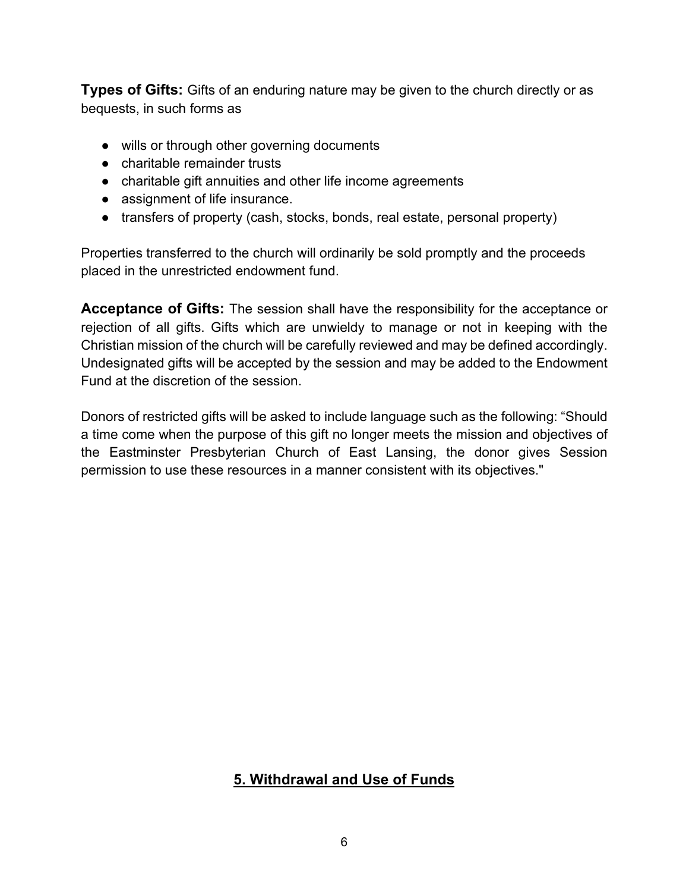**Types of Gifts:** Gifts of an enduring nature may be given to the church directly or as bequests, in such forms as

- wills or through other governing documents
- charitable remainder trusts
- charitable gift annuities and other life income agreements
- assignment of life insurance.
- transfers of property (cash, stocks, bonds, real estate, personal property)

Properties transferred to the church will ordinarily be sold promptly and the proceeds placed in the unrestricted endowment fund.

**Acceptance of Gifts:** The session shall have the responsibility for the acceptance or rejection of all gifts. Gifts which are unwieldy to manage or not in keeping with the Christian mission of the church will be carefully reviewed and may be defined accordingly. Undesignated gifts will be accepted by the session and may be added to the Endowment Fund at the discretion of the session.

Donors of restricted gifts will be asked to include language such as the following: "Should a time come when the purpose of this gift no longer meets the mission and objectives of the Eastminster Presbyterian Church of East Lansing, the donor gives Session permission to use these resources in a manner consistent with its objectives."

## 5. Withdrawal and Use of Funds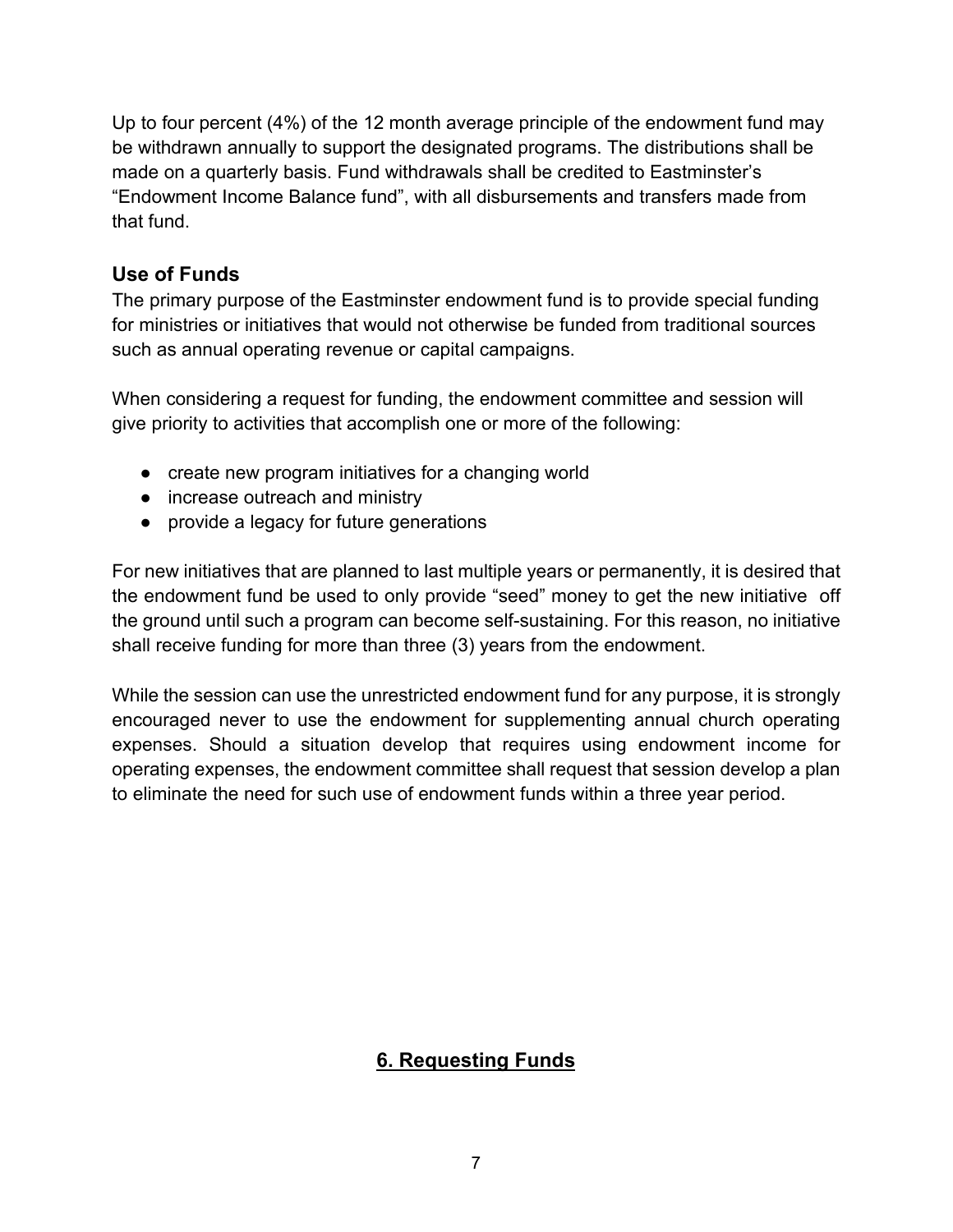Up to four percent (4%) of the 12 month average principle of the endowment fund may be withdrawn annually to support the designated programs. The distributions shall be made on a quarterly basis. Fund withdrawals shall be credited to Eastminster's "Endowment Income Balance fund", with all disbursements and transfers made from that fund.

### Use of Funds

The primary purpose of the Eastminster endowment fund is to provide special funding for ministries or initiatives that would not otherwise be funded from traditional sources such as annual operating revenue or capital campaigns.

When considering a request for funding, the endowment committee and session will give priority to activities that accomplish one or more of the following:

- create new program initiatives for a changing world
- increase outreach and ministry
- provide a legacy for future generations

For new initiatives that are planned to last multiple years or permanently, it is desired that the endowment fund be used to only provide "seed" money to get the new initiative off the ground until such a program can become self-sustaining. For this reason, no initiative shall receive funding for more than three (3) years from the endowment.

While the session can use the unrestricted endowment fund for any purpose, it is strongly encouraged never to use the endowment for supplementing annual church operating expenses. Should a situation develop that requires using endowment income for operating expenses, the endowment committee shall request that session develop a plan to eliminate the need for such use of endowment funds within a three year period.

## 6. Requesting Funds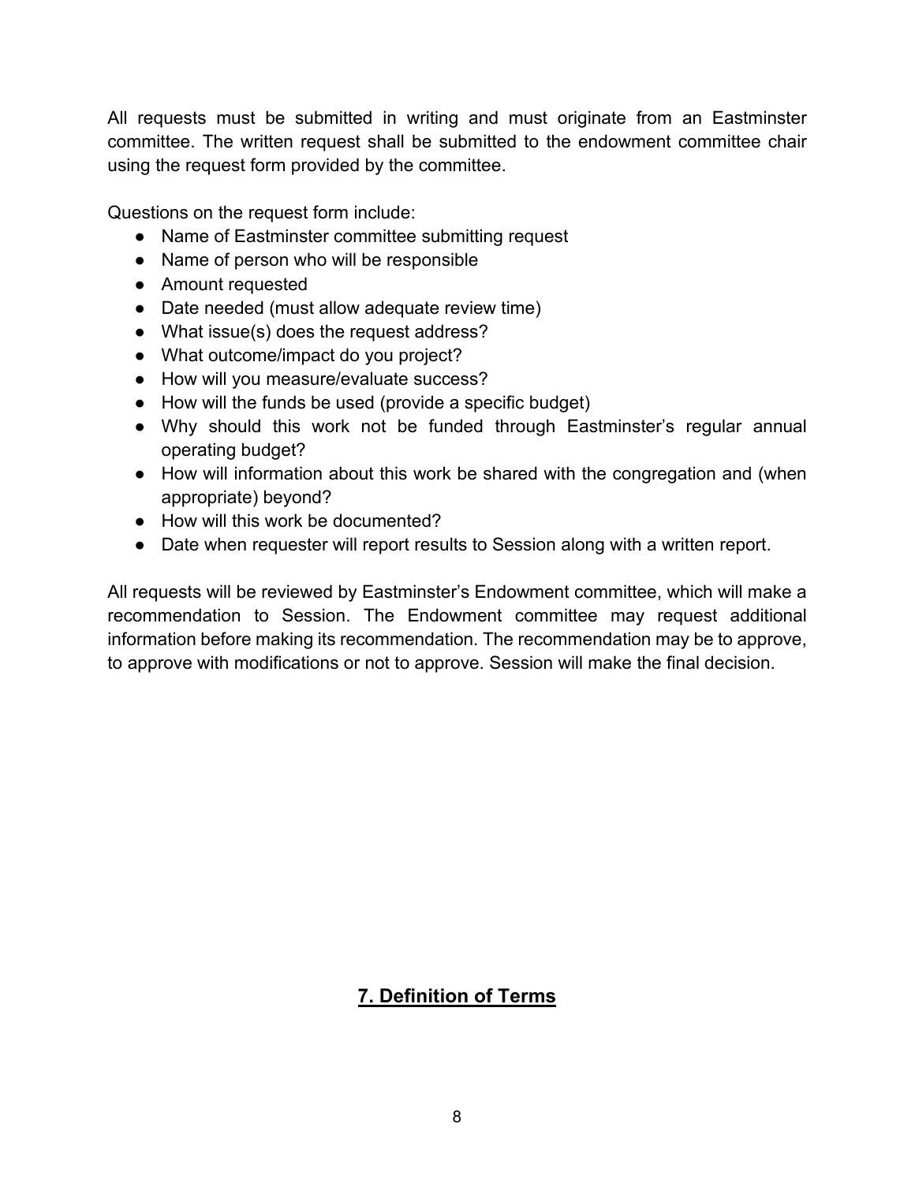All requests must be submitted in writing and must originate from an Eastminster committee. The written request shall be submitted to the endowment committee chair using the request form provided by the committee.

Questions on the request form include:

- Name of Eastminster committee submitting request
- Name of person who will be responsible
- Amount requested
- Date needed (must allow adequate review time)
- What issue(s) does the request address?
- What outcome/impact do you project?
- How will you measure/evaluate success?
- How will the funds be used (provide a specific budget)
- Why should this work not be funded through Eastminster's regular annual operating budget?
- How will information about this work be shared with the congregation and (when appropriate) beyond?
- How will this work be documented?
- Date when requester will report results to Session along with a written report.

All requests will be reviewed by Eastminster's Endowment committee, which will make a recommendation to Session. The Endowment committee may request additional information before making its recommendation. The recommendation may be to approve, to approve with modifications or not to approve. Session will make the final decision.

## 7. Definition of Terms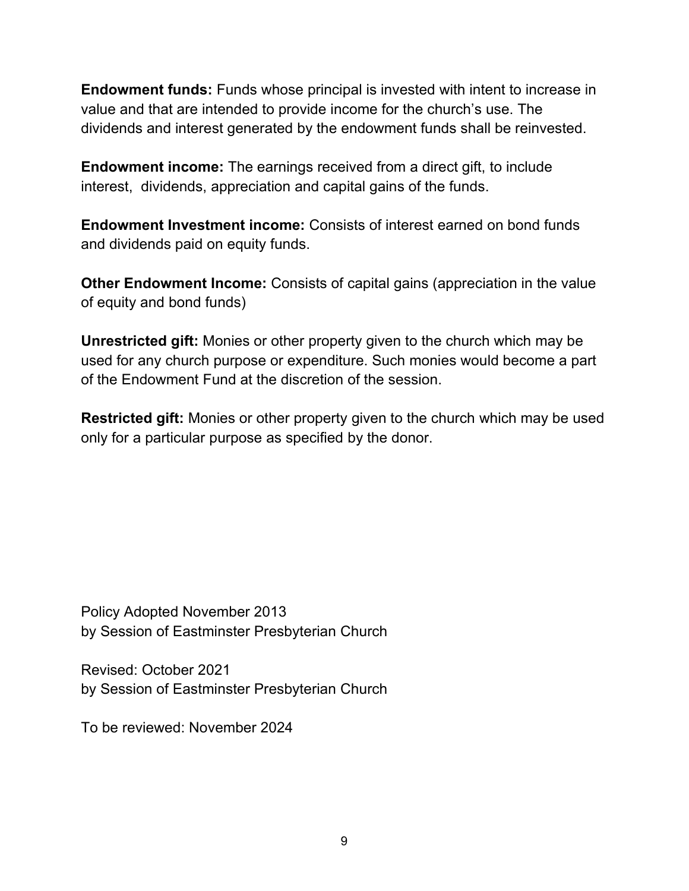**Endowment funds:** Funds whose principal is invested with intent to increase in value and that are intended to provide income for the church's use. The dividends and interest generated by the endowment funds shall be reinvested.

**Endowment income:** The earnings received from a direct gift, to include interest, dividends, appreciation and capital gains of the funds.

**Endowment Investment income:** Consists of interest earned on bond funds and dividends paid on equity funds.

**Other Endowment Income:** Consists of capital gains (appreciation in the value of equity and bond funds)

**Unrestricted gift:** Monies or other property given to the church which may be used for any church purpose or expenditure. Such monies would become a part of the Endowment Fund at the discretion of the session.

**Restricted gift:** Monies or other property given to the church which may be used only for a particular purpose as specified by the donor.

Policy Adopted November 2013
by Session of Eastminster Presbyterian Church

Revised: October 2021
by Session of Eastminster Presbyterian Church

To be reviewed: November 2024